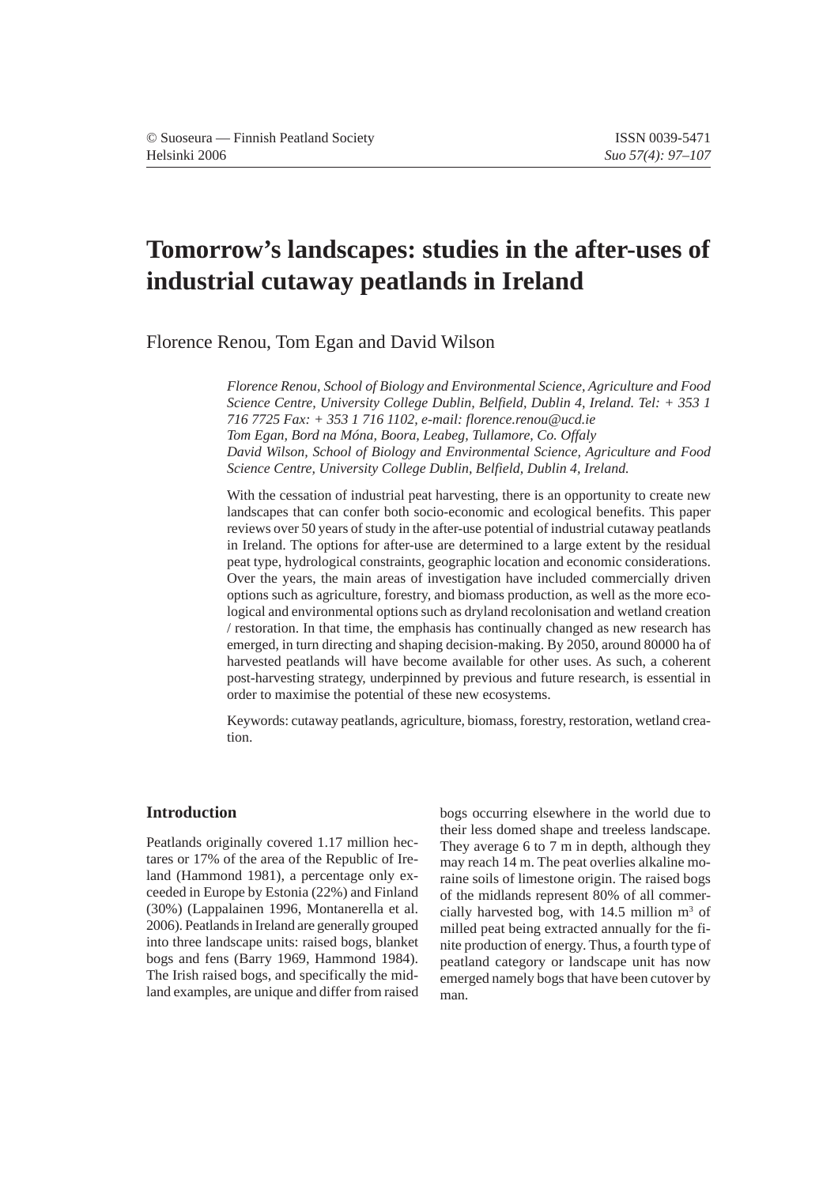# Tomorrow's landscapes: studies in the after-uses of industrial cutaway peatlands in Ireland

Florence Renou, Tom Egan and David Wilson

*Florence Renou, School of Biology and Environmental Science, Agriculture and Food Science Centre, University College Dublin, Belfield, Dublin 4, Ireland. Tel: + 353 1 716 7725 Fax: + 353 1 716 1102, e-mail: florence.renou@ucd.ie*
*Tom Egan, Bord na Móna, Boora, Leabeg, Tullamore, Co. Offaly*
*David Wilson, School of Biology and Environmental Science, Agriculture and Food Science Centre, University College Dublin, Belfield, Dublin 4, Ireland.*

With the cessation of industrial peat harvesting, there is an opportunity to create new landscapes that can confer both socio-economic and ecological benefits. This paper reviews over 50 years of study in the after-use potential of industrial cutaway peatlands in Ireland. The options for after-use are determined to a large extent by the residual peat type, hydrological constraints, geographic location and economic considerations. Over the years, the main areas of investigation have included commercially driven options such as agriculture, forestry, and biomass production, as well as the more ecological and environmental options such as dryland recolonisation and wetland creation / restoration. In that time, the emphasis has continually changed as new research has emerged, in turn directing and shaping decision-making. By 2050, around 80000 ha of harvested peatlands will have become available for other uses. As such, a coherent post-harvesting strategy, underpinned by previous and future research, is essential in order to maximise the potential of these new ecosystems.

Keywords: cutaway peatlands, agriculture, biomass, forestry, restoration, wetland creation.

## Introduction

Peatlands originally covered 1.17 million hectares or 17% of the area of the Republic of Ireland (Hammond 1981), a percentage only exceeded in Europe by Estonia (22%) and Finland (30%) (Lappalainen 1996, Montanerella et al. 2006). Peatlands in Ireland are generally grouped into three landscape units: raised bogs, blanket bogs and fens (Barry 1969, Hammond 1984). The Irish raised bogs, and specifically the midland examples, are unique and differ from raised bogs occurring elsewhere in the world due to their less domed shape and treeless landscape. They average 6 to 7 m in depth, although they may reach 14 m. The peat overlies alkaline moraine soils of limestone origin. The raised bogs of the midlands represent 80% of all commercially harvested bog, with 14.5 million $m^3$ of milled peat being extracted annually for the finite production of energy. Thus, a fourth type of peatland category or landscape unit has now emerged namely bogs that have been cutover by man.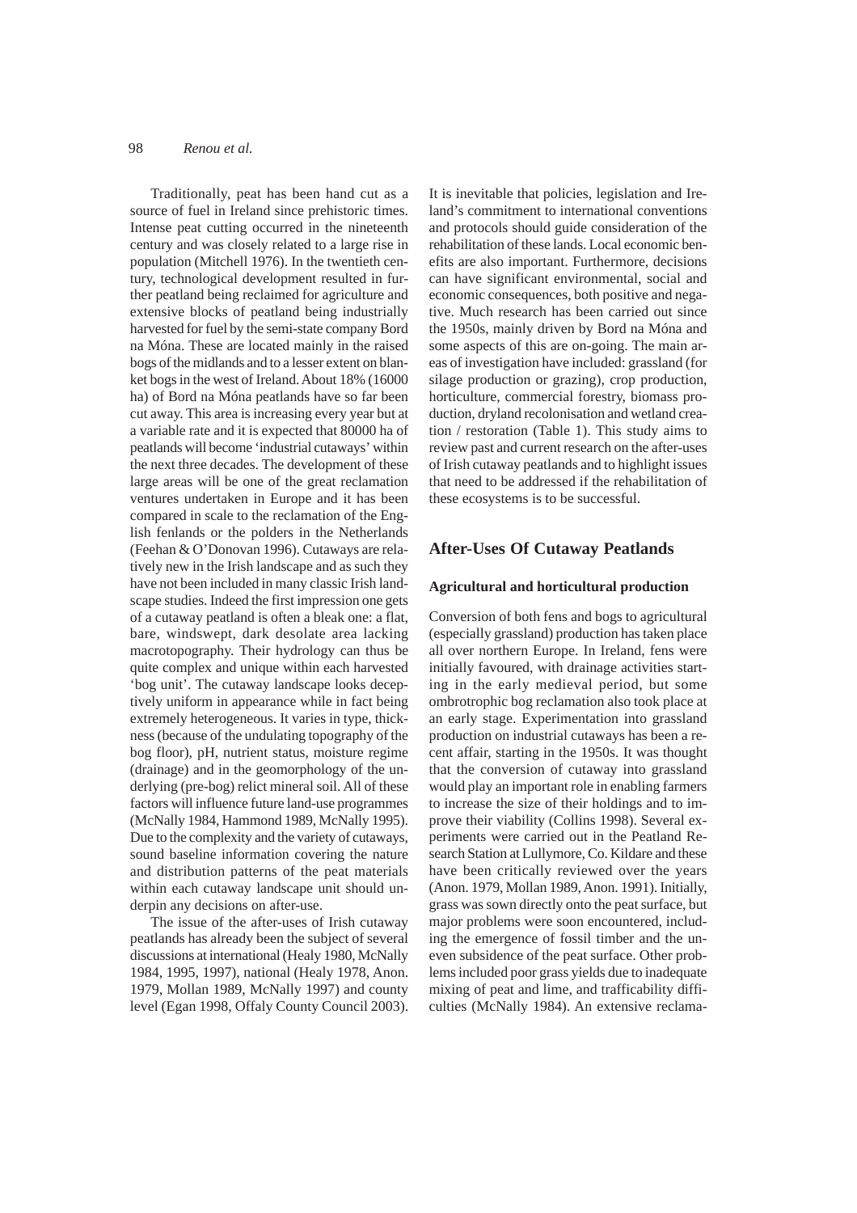Traditionally, peat has been hand cut as a source of fuel in Ireland since prehistoric times. Intense peat cutting occurred in the nineteenth century and was closely related to a large rise in population (Mitchell 1976). In the twentieth century, technological development resulted in further peatland being reclaimed for agriculture and extensive blocks of peatland being industrially harvested for fuel by the semi-state company Bord na Móna. These are located mainly in the raised bogs of the midlands and to a lesser extent on blanket bogs in the west of Ireland. About 18% (16000 ha) of Bord na Móna peatlands have so far been cut away. This area is increasing every year but at a variable rate and it is expected that 80000 ha of peatlands will become 'industrial cutaways' within the next three decades. The development of these large areas will be one of the great reclamation ventures undertaken in Europe and it has been compared in scale to the reclamation of the English fenlands or the polders in the Netherlands (Feehan & O'Donovan 1996). Cutaways are relatively new in the Irish landscape and as such they have not been included in many classic Irish landscape studies. Indeed the first impression one gets of a cutaway peatland is often a bleak one: a flat, bare, windswept, dark desolate area lacking macrotopography. Their hydrology can thus be quite complex and unique within each harvested 'bog unit'. The cutaway landscape looks deceptively uniform in appearance while in fact being extremely heterogeneous. It varies in type, thickness (because of the undulating topography of the bog floor), pH, nutrient status, moisture regime (drainage) and in the geomorphology of the underlying (pre-bog) relict mineral soil. All of these factors will influence future land-use programmes (McNally 1984, Hammond 1989, McNally 1995). Due to the complexity and the variety of cutaways, sound baseline information covering the nature and distribution patterns of the peat materials within each cutaway landscape unit should underpin any decisions on after-use.

The issue of the after-uses of Irish cutaway peatlands has already been the subject of several discussions at international (Healy 1980, McNally 1984, 1995, 1997), national (Healy 1978, Anon. 1979, Mollan 1989, McNally 1997) and county level (Egan 1998, Offaly County Council 2003). It is inevitable that policies, legislation and Ireland's commitment to international conventions and protocols should guide consideration of the rehabilitation of these lands. Local economic benefits are also important. Furthermore, decisions can have significant environmental, social and economic consequences, both positive and negative. Much research has been carried out since the 1950s, mainly driven by Bord na Móna and some aspects of this are on-going. The main areas of investigation have included: grassland (for silage production or grazing), crop production, horticulture, commercial forestry, biomass production, dryland recolonisation and wetland creation / restoration (Table 1). This study aims to review past and current research on the after-uses of Irish cutaway peatlands and to highlight issues that need to be addressed if the rehabilitation of these ecosystems is to be successful.

## After-Uses Of Cutaway Peatlands

### Agricultural and horticultural production

Conversion of both fens and bogs to agricultural (especially grassland) production has taken place all over northern Europe. In Ireland, fens were initially favoured, with drainage activities starting in the early medieval period, but some ombrotrophic bog reclamation also took place at an early stage. Experimentation into grassland production on industrial cutaways has been a recent affair, starting in the 1950s. It was thought that the conversion of cutaway into grassland would play an important role in enabling farmers to increase the size of their holdings and to improve their viability (Collins 1998). Several experiments were carried out in the Peatland Research Station at Lullymore, Co. Kildare and these have been critically reviewed over the years (Anon. 1979, Mollan 1989, Anon. 1991). Initially, grass was sown directly onto the peat surface, but major problems were soon encountered, including the emergence of fossil timber and the uneven subsidence of the peat surface. Other problems included poor grass yields due to inadequate mixing of peat and lime, and trafficability difficulties (McNally 1984). An extensive reclama-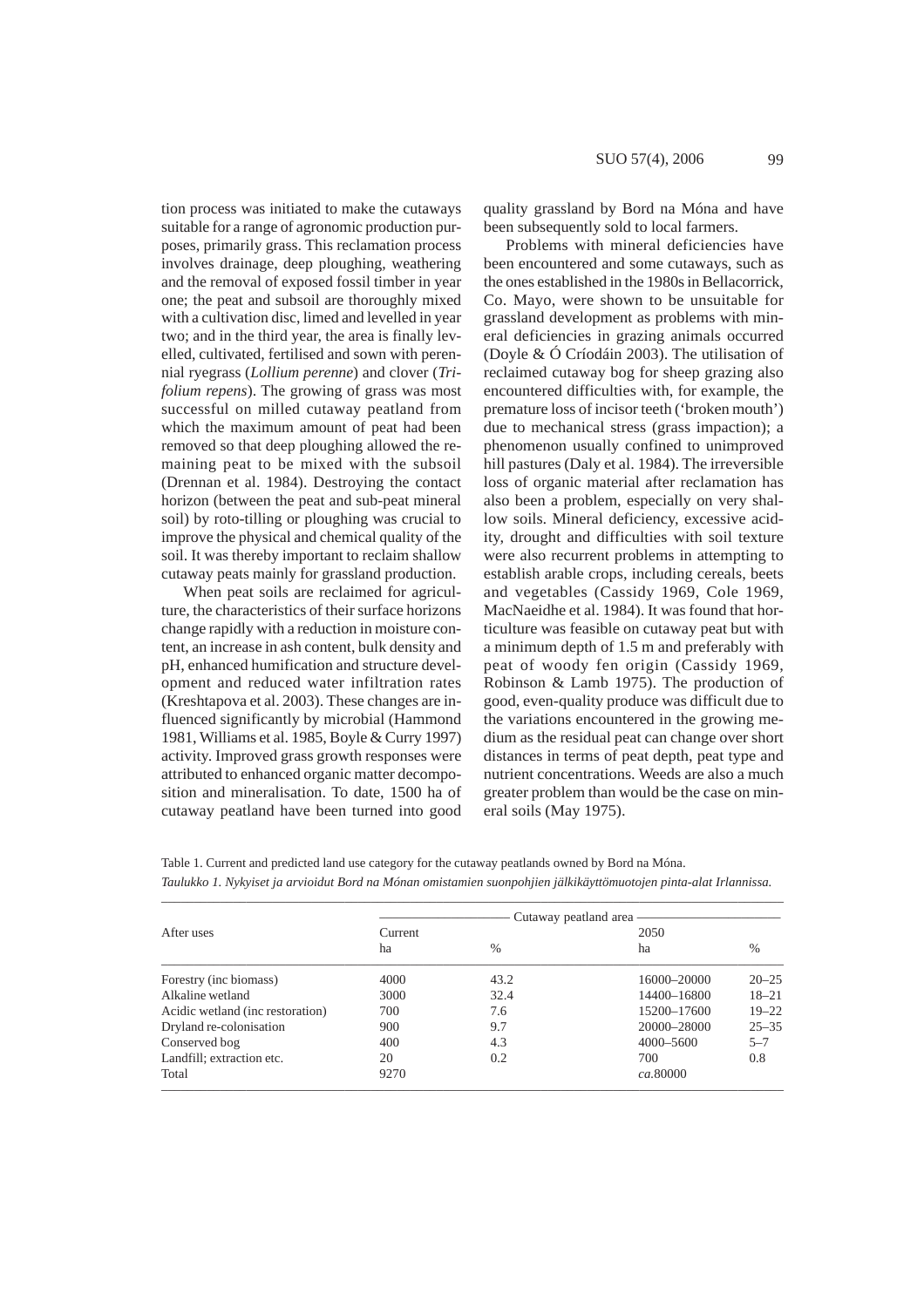tion process was initiated to make the cutaways suitable for a range of agronomic production purposes, primarily grass. This reclamation process involves drainage, deep ploughing, weathering and the removal of exposed fossil timber in year one; the peat and subsoil are thoroughly mixed with a cultivation disc, limed and levelled in year two; and in the third year, the area is finally levelled, cultivated, fertilised and sown with perennial ryegrass (*Lollium perenne*) and clover (*Trifolium repens*). The growing of grass was most successful on milled cutaway peatland from which the maximum amount of peat had been removed so that deep ploughing allowed the remaining peat to be mixed with the subsoil (Drennan et al. 1984). Destroying the contact horizon (between the peat and sub-peat mineral soil) by roto-tilling or ploughing was crucial to improve the physical and chemical quality of the soil. It was thereby important to reclaim shallow cutaway peats mainly for grassland production.

When peat soils are reclaimed for agriculture, the characteristics of their surface horizons change rapidly with a reduction in moisture content, an increase in ash content, bulk density and pH, enhanced humification and structure development and reduced water infiltration rates (Kreshtapova et al. 2003). These changes are influenced significantly by microbial (Hammond 1981, Williams et al. 1985, Boyle & Curry 1997) activity. Improved grass growth responses were attributed to enhanced organic matter decomposition and mineralisation. To date, 1500 ha of cutaway peatland have been turned into good quality grassland by Bord na Móna and have been subsequently sold to local farmers.

Problems with mineral deficiencies have been encountered and some cutaways, such as the ones established in the 1980s in Bellacorrick, Co. Mayo, were shown to be unsuitable for grassland development as problems with mineral deficiencies in grazing animals occurred (Doyle & Ó Críodáin 2003). The utilisation of reclaimed cutaway bog for sheep grazing also encountered difficulties with, for example, the premature loss of incisor teeth ('broken mouth') due to mechanical stress (grass impaction); a phenomenon usually confined to unimproved hill pastures (Daly et al. 1984). The irreversible loss of organic material after reclamation has also been a problem, especially on very shallow soils. Mineral deficiency, excessive acidity, drought and difficulties with soil texture were also recurrent problems in attempting to establish arable crops, including cereals, beets and vegetables (Cassidy 1969, Cole 1969, MacNaeidhe et al. 1984). It was found that horticulture was feasible on cutaway peat but with a minimum depth of 1.5 m and preferably with peat of woody fen origin (Cassidy 1969, Robinson & Lamb 1975). The production of good, even-quality produce was difficult due to the variations encountered in the growing medium as the residual peat can change over short distances in terms of peat depth, peat type and nutrient concentrations. Weeds are also a much greater problem than would be the case on mineral soils (May 1975).

Table 1. Current and predicted land use category for the cutaway peatlands owned by Bord na Móna.
*Taulukko 1. Nykyiset ja arvioidut Bord na Mónan omistamien suonpohjien jälkikäyttömuotojen pinta-alat Irlannissa.*

| After uses | Cutaway peatland area | | | |
|---|---|---|---|---|
| | Current | | 2050 | |
| | ha | % | ha | % |
| Forestry (inc biomass) | 4000 | 43.2 | 16000–20000 | 20–25 |
| Alkaline wetland | 3000 | 32.4 | 14400–16800 | 18–21 |
| Acidic wetland (inc restoration) | 700 | 7.6 | 15200–17600 | 19–22 |
| Dryland re-colonisation | 900 | 9.7 | 20000–28000 | 25–35 |
| Conserved bog | 400 | 4.3 | 4000–5600 | 5–7 |
| Landfill; extraction etc. | 20 | 0.2 | 700 | 0.8 |
| Total | 9270 | | *ca.*80000 | |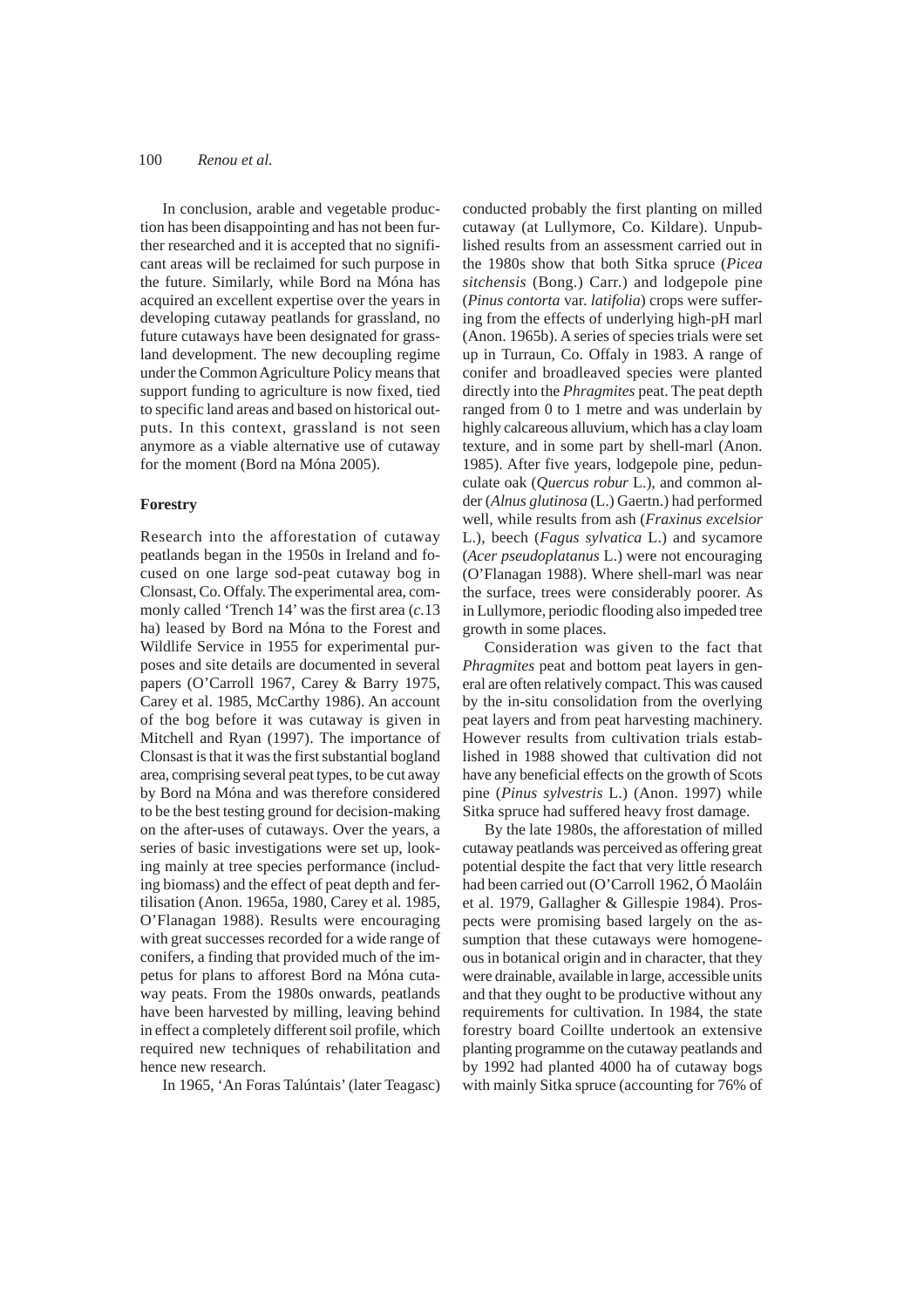In conclusion, arable and vegetable production has been disappointing and has not been further researched and it is accepted that no significant areas will be reclaimed for such purpose in the future. Similarly, while Bord na Móna has acquired an excellent expertise over the years in developing cutaway peatlands for grassland, no future cutaways have been designated for grassland development. The new decoupling regime under the Common Agriculture Policy means that support funding to agriculture is now fixed, tied to specific land areas and based on historical outputs. In this context, grassland is not seen anymore as a viable alternative use of cutaway for the moment (Bord na Móna 2005).

**Forestry**

Research into the afforestation of cutaway peatlands began in the 1950s in Ireland and focused on one large sod-peat cutaway bog in Clonsast, Co. Offaly. The experimental area, commonly called 'Trench 14' was the first area (*c.*13 ha) leased by Bord na Móna to the Forest and Wildlife Service in 1955 for experimental purposes and site details are documented in several papers (O'Carroll 1967, Carey & Barry 1975, Carey et al. 1985, McCarthy 1986). An account of the bog before it was cutaway is given in Mitchell and Ryan (1997). The importance of Clonsast is that it was the first substantial bogland area, comprising several peat types, to be cut away by Bord na Móna and was therefore considered to be the best testing ground for decision-making on the after-uses of cutaways. Over the years, a series of basic investigations were set up, looking mainly at tree species performance (including biomass) and the effect of peat depth and fertilisation (Anon. 1965a, 1980, Carey et al. 1985, O'Flanagan 1988). Results were encouraging with great successes recorded for a wide range of conifers, a finding that provided much of the impetus for plans to afforest Bord na Móna cutaway peats. From the 1980s onwards, peatlands have been harvested by milling, leaving behind in effect a completely different soil profile, which required new techniques of rehabilitation and hence new research.

In 1965, 'An Foras Talúntais' (later Teagasc) conducted probably the first planting on milled cutaway (at Lullymore, Co. Kildare). Unpublished results from an assessment carried out in the 1980s show that both Sitka spruce (*Picea sitchensis* (Bong.) Carr.) and lodgepole pine (*Pinus contorta* var. *latifolia*) crops were suffering from the effects of underlying high-pH marl (Anon. 1965b). A series of species trials were set up in Turraun, Co. Offaly in 1983. A range of conifer and broadleaved species were planted directly into the *Phragmites* peat. The peat depth ranged from 0 to 1 metre and was underlain by highly calcareous alluvium, which has a clay loam texture, and in some part by shell-marl (Anon. 1985). After five years, lodgepole pine, pedunculate oak (*Quercus robur* L.), and common alder (*Alnus glutinosa* (L.) Gaertn.) had performed well, while results from ash (*Fraxinus excelsior* L.), beech (*Fagus sylvatica* L.) and sycamore (*Acer pseudoplatanus* L.) were not encouraging (O'Flanagan 1988). Where shell-marl was near the surface, trees were considerably poorer. As in Lullymore, periodic flooding also impeded tree growth in some places.

Consideration was given to the fact that *Phragmites* peat and bottom peat layers in general are often relatively compact. This was caused by the in-situ consolidation from the overlying peat layers and from peat harvesting machinery. However results from cultivation trials established in 1988 showed that cultivation did not have any beneficial effects on the growth of Scots pine (*Pinus sylvestris* L.) (Anon. 1997) while Sitka spruce had suffered heavy frost damage.

By the late 1980s, the afforestation of milled cutaway peatlands was perceived as offering great potential despite the fact that very little research had been carried out (O'Carroll 1962, Ó Maoláin et al. 1979, Gallagher & Gillespie 1984). Prospects were promising based largely on the assumption that these cutaways were homogeneous in botanical origin and in character, that they were drainable, available in large, accessible units and that they ought to be productive without any requirements for cultivation. In 1984, the state forestry board Coillte undertook an extensive planting programme on the cutaway peatlands and by 1992 had planted 4000 ha of cutaway bogs with mainly Sitka spruce (accounting for 76% of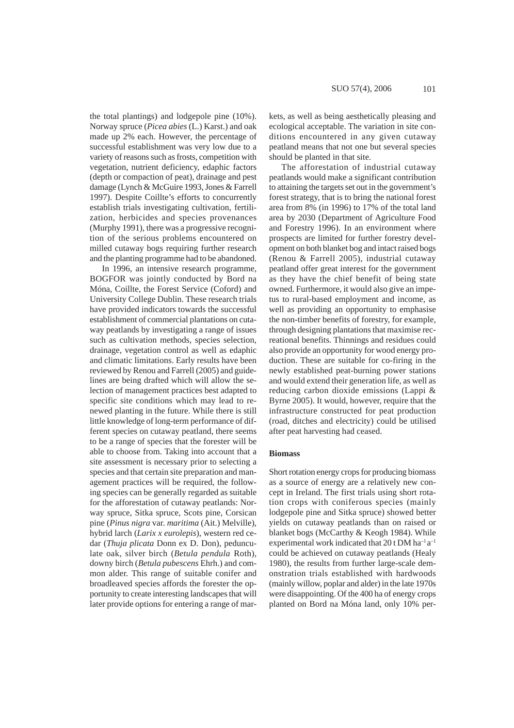the total plantings) and lodgepole pine (10%). Norway spruce (*Picea abies* (L.) Karst.) and oak made up 2% each. However, the percentage of successful establishment was very low due to a variety of reasons such as frosts, competition with vegetation, nutrient deficiency, edaphic factors (depth or compaction of peat), drainage and pest damage (Lynch & McGuire 1993, Jones & Farrell 1997). Despite Coillte's efforts to concurrently establish trials investigating cultivation, fertilization, herbicides and species provenances (Murphy 1991), there was a progressive recognition of the serious problems encountered on milled cutaway bogs requiring further research and the planting programme had to be abandoned.

In 1996, an intensive research programme, BOGFOR was jointly conducted by Bord na Móna, Coillte, the Forest Service (Coford) and University College Dublin. These research trials have provided indicators towards the successful establishment of commercial plantations on cutaway peatlands by investigating a range of issues such as cultivation methods, species selection, drainage, vegetation control as well as edaphic and climatic limitations. Early results have been reviewed by Renou and Farrell (2005) and guidelines are being drafted which will allow the selection of management practices best adapted to specific site conditions which may lead to renewed planting in the future. While there is still little knowledge of long-term performance of different species on cutaway peatland, there seems to be a range of species that the forester will be able to choose from. Taking into account that a site assessment is necessary prior to selecting a species and that certain site preparation and management practices will be required, the following species can be generally regarded as suitable for the afforestation of cutaway peatlands: Norway spruce, Sitka spruce, Scots pine, Corsican pine (*Pinus nigra* var. *maritima* (Ait.) Melville), hybrid larch (*Larix x eurolepis*), western red cedar (*Thuja plicata* Donn ex D. Don), pedunculate oak, silver birch (*Betula pendula* Roth), downy birch (*Betula pubescens* Ehrh.) and common alder. This range of suitable conifer and broadleaved species affords the forester the opportunity to create interesting landscapes that will later provide options for entering a range of markets, as well as being aesthetically pleasing and ecological acceptable. The variation in site conditions encountered in any given cutaway peatland means that not one but several species should be planted in that site.

The afforestation of industrial cutaway peatlands would make a significant contribution to attaining the targets set out in the government's forest strategy, that is to bring the national forest area from 8% (in 1996) to 17% of the total land area by 2030 (Department of Agriculture Food and Forestry 1996). In an environment where prospects are limited for further forestry development on both blanket bog and intact raised bogs (Renou & Farrell 2005), industrial cutaway peatland offer great interest for the government as they have the chief benefit of being state owned. Furthermore, it would also give an impetus to rural-based employment and income, as well as providing an opportunity to emphasise the non-timber benefits of forestry, for example, through designing plantations that maximise recreational benefits. Thinnings and residues could also provide an opportunity for wood energy production. These are suitable for co-firing in the newly established peat-burning power stations and would extend their generation life, as well as reducing carbon dioxide emissions (Lappi & Byrne 2005). It would, however, require that the infrastructure constructed for peat production (road, ditches and electricity) could be utilised after peat harvesting had ceased.

### Biomass

Short rotation energy crops for producing biomass as a source of energy are a relatively new concept in Ireland. The first trials using short rotation crops with coniferous species (mainly lodgepole pine and Sitka spruce) showed better yields on cutaway peatlands than on raised or blanket bogs (McCarthy & Keogh 1984). While experimental work indicated that 20 t DM $ha^{-1} a^{-1}$ could be achieved on cutaway peatlands (Healy 1980), the results from further large-scale demonstration trials established with hardwoods (mainly willow, poplar and alder) in the late 1970s were disappointing. Of the 400 ha of energy crops planted on Bord na Móna land, only 10% per-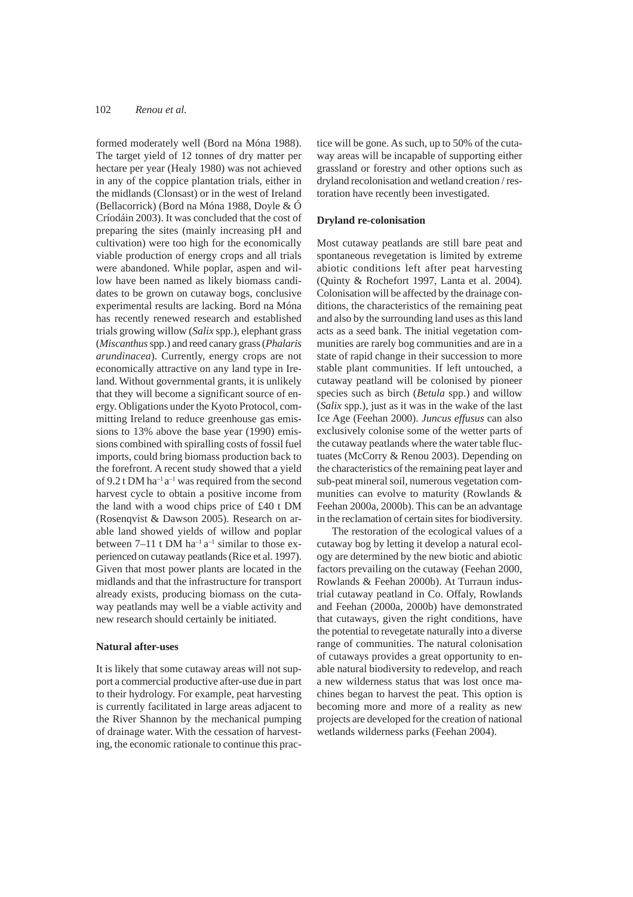formed moderately well (Bord na Móna 1988). The target yield of 12 tonnes of dry matter per hectare per year (Healy 1980) was not achieved in any of the coppice plantation trials, either in the midlands (Clonsast) or in the west of Ireland (Bellacorrick) (Bord na Móna 1988, Doyle & Ó Críodáin 2003). It was concluded that the cost of preparing the sites (mainly increasing pH and cultivation) were too high for the economically viable production of energy crops and all trials were abandoned. While poplar, aspen and willow have been named as likely biomass candidates to be grown on cutaway bogs, conclusive experimental results are lacking. Bord na Móna has recently renewed research and established trials growing willow (*Salix* spp.), elephant grass (*Miscanthus* spp.) and reed canary grass (*Phalaris arundinacea*). Currently, energy crops are not economically attractive on any land type in Ireland. Without governmental grants, it is unlikely that they will become a significant source of energy. Obligations under the Kyoto Protocol, committing Ireland to reduce greenhouse gas emissions to 13% above the base year (1990) emissions combined with spiralling costs of fossil fuel imports, could bring biomass production back to the forefront. A recent study showed that a yield of 9.2 t DM $ha^{-1}$ $a^{-1}$ was required from the second harvest cycle to obtain a positive income from the land with a wood chips price of £40 t DM (Rosenqvist & Dawson 2005). Research on arable land showed yields of willow and poplar between 7–11 t DM $ha^{-1}$ $a^{-1}$ similar to those experienced on cutaway peatlands (Rice et al. 1997). Given that most power plants are located in the midlands and that the infrastructure for transport already exists, producing biomass on the cutaway peatlands may well be a viable activity and new research should certainly be initiated.

### Natural after-uses

It is likely that some cutaway areas will not support a commercial productive after-use due in part to their hydrology. For example, peat harvesting is currently facilitated in large areas adjacent to the River Shannon by the mechanical pumping of drainage water. With the cessation of harvesting, the economic rationale to continue this practice will be gone. As such, up to 50% of the cutaway areas will be incapable of supporting either grassland or forestry and other options such as dryland recolonisation and wetland creation / restoration have recently been investigated.

### Dryland re-colonisation

Most cutaway peatlands are still bare peat and spontaneous revegetation is limited by extreme abiotic conditions left after peat harvesting (Quinty & Rochefort 1997, Lanta et al. 2004). Colonisation will be affected by the drainage conditions, the characteristics of the remaining peat and also by the surrounding land uses as this land acts as a seed bank. The initial vegetation communities are rarely bog communities and are in a state of rapid change in their succession to more stable plant communities. If left untouched, a cutaway peatland will be colonised by pioneer species such as birch (*Betula* spp.) and willow (*Salix* spp.), just as it was in the wake of the last Ice Age (Feehan 2000). *Juncus effusus* can also exclusively colonise some of the wetter parts of the cutaway peatlands where the water table fluctuates (McCorry & Renou 2003). Depending on the characteristics of the remaining peat layer and sub-peat mineral soil, numerous vegetation communities can evolve to maturity (Rowlands & Feehan 2000a, 2000b). This can be an advantage in the reclamation of certain sites for biodiversity.

The restoration of the ecological values of a cutaway bog by letting it develop a natural ecology are determined by the new biotic and abiotic factors prevailing on the cutaway (Feehan 2000, Rowlands & Feehan 2000b). At Turraun industrial cutaway peatland in Co. Offaly, Rowlands and Feehan (2000a, 2000b) have demonstrated that cutaways, given the right conditions, have the potential to revegetate naturally into a diverse range of communities. The natural colonisation of cutaways provides a great opportunity to enable natural biodiversity to redevelop, and reach a new wilderness status that was lost once machines began to harvest the peat. This option is becoming more and more of a reality as new projects are developed for the creation of national wetlands wilderness parks (Feehan 2004).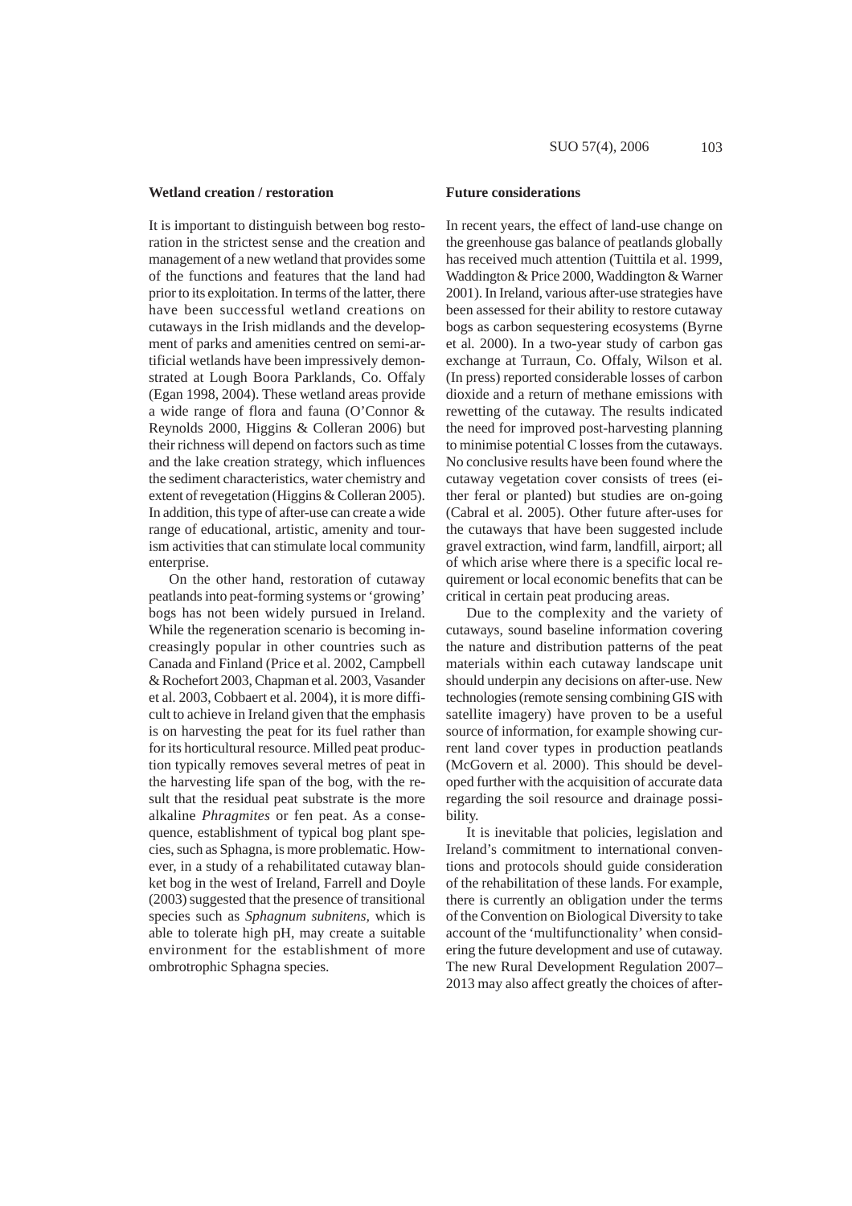### Wetland creation / restoration

It is important to distinguish between bog restoration in the strictest sense and the creation and management of a new wetland that provides some of the functions and features that the land had prior to its exploitation. In terms of the latter, there have been successful wetland creations on cutaways in the Irish midlands and the development of parks and amenities centred on semi-artificial wetlands have been impressively demonstrated at Lough Boora Parklands, Co. Offaly (Egan 1998, 2004). These wetland areas provide a wide range of flora and fauna (O'Connor & Reynolds 2000, Higgins & Colleran 2006) but their richness will depend on factors such as time and the lake creation strategy, which influences the sediment characteristics, water chemistry and extent of revegetation (Higgins & Colleran 2005). In addition, this type of after-use can create a wide range of educational, artistic, amenity and tourism activities that can stimulate local community enterprise.

On the other hand, restoration of cutaway peatlands into peat-forming systems or 'growing' bogs has not been widely pursued in Ireland. While the regeneration scenario is becoming increasingly popular in other countries such as Canada and Finland (Price et al. 2002, Campbell & Rochefort 2003, Chapman et al. 2003, Vasander et al. 2003, Cobbaert et al. 2004), it is more difficult to achieve in Ireland given that the emphasis is on harvesting the peat for its fuel rather than for its horticultural resource. Milled peat production typically removes several metres of peat in the harvesting life span of the bog, with the result that the residual peat substrate is the more alkaline *Phragmites* or fen peat. As a consequence, establishment of typical bog plant species, such as Sphagna, is more problematic. However, in a study of a rehabilitated cutaway blanket bog in the west of Ireland, Farrell and Doyle (2003) suggested that the presence of transitional species such as *Sphagnum subnitens,* which is able to tolerate high pH, may create a suitable environment for the establishment of more ombrotrophic Sphagna species.

### Future considerations

In recent years, the effect of land-use change on the greenhouse gas balance of peatlands globally has received much attention (Tuittila et al. 1999, Waddington & Price 2000, Waddington & Warner 2001). In Ireland, various after-use strategies have been assessed for their ability to restore cutaway bogs as carbon sequestering ecosystems (Byrne et al*.* 2000). In a two-year study of carbon gas exchange at Turraun, Co. Offaly, Wilson et al. (In press) reported considerable losses of carbon dioxide and a return of methane emissions with rewetting of the cutaway. The results indicated the need for improved post-harvesting planning to minimise potential C losses from the cutaways. No conclusive results have been found where the cutaway vegetation cover consists of trees (either feral or planted) but studies are on-going (Cabral et al. 2005). Other future after-uses for the cutaways that have been suggested include gravel extraction, wind farm, landfill, airport; all of which arise where there is a specific local requirement or local economic benefits that can be critical in certain peat producing areas.

Due to the complexity and the variety of cutaways, sound baseline information covering the nature and distribution patterns of the peat materials within each cutaway landscape unit should underpin any decisions on after-use. New technologies (remote sensing combining GIS with satellite imagery) have proven to be a useful source of information, for example showing current land cover types in production peatlands (McGovern et al*.* 2000). This should be developed further with the acquisition of accurate data regarding the soil resource and drainage possibility.

It is inevitable that policies, legislation and Ireland's commitment to international conventions and protocols should guide consideration of the rehabilitation of these lands. For example, there is currently an obligation under the terms of the Convention on Biological Diversity to take account of the 'multifunctionality' when considering the future development and use of cutaway. The new Rural Development Regulation 2007–2013 may also affect greatly the choices of after-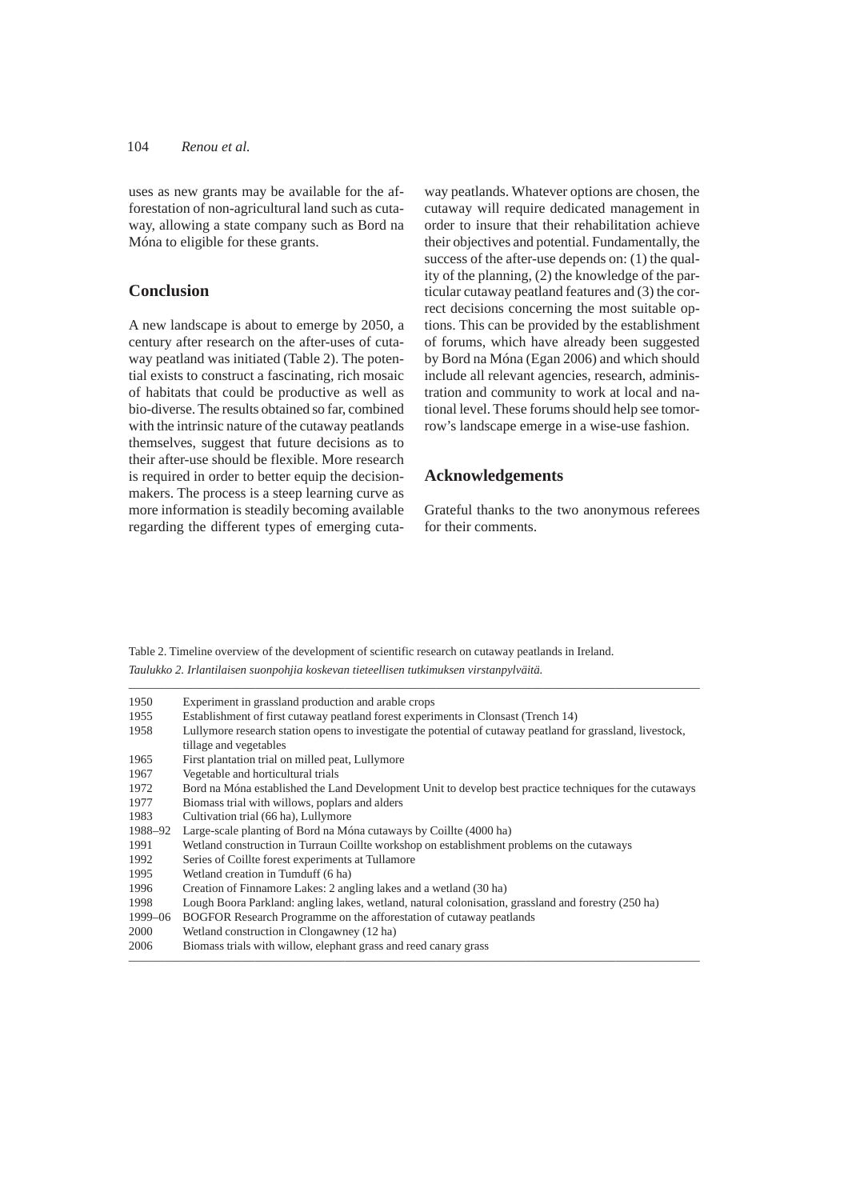uses as new grants may be available for the afforestation of non-agricultural land such as cutaway, allowing a state company such as Bord na Móna to eligible for these grants.

## Conclusion

A new landscape is about to emerge by 2050, a century after research on the after-uses of cutaway peatland was initiated (Table 2). The potential exists to construct a fascinating, rich mosaic of habitats that could be productive as well as bio-diverse. The results obtained so far, combined with the intrinsic nature of the cutaway peatlands themselves, suggest that future decisions as to their after-use should be flexible. More research is required in order to better equip the decision-makers. The process is a steep learning curve as more information is steadily becoming available regarding the different types of emerging cutaway peatlands. Whatever options are chosen, the cutaway will require dedicated management in order to insure that their rehabilitation achieve their objectives and potential. Fundamentally, the success of the after-use depends on: (1) the quality of the planning, (2) the knowledge of the particular cutaway peatland features and (3) the correct decisions concerning the most suitable options. This can be provided by the establishment of forums, which have already been suggested by Bord na Móna (Egan 2006) and which should include all relevant agencies, research, administration and community to work at local and national level. These forums should help see tomorrow's landscape emerge in a wise-use fashion.

## Acknowledgements

Grateful thanks to the two anonymous referees for their comments.

Table 2. Timeline overview of the development of scientific research on cutaway peatlands in Ireland.

*Taulukko 2. Irlantilaisen suonpohjia koskevan tieteellisen tutkimuksen virstanpylväitä.*

| Year | Event |
|---|---|
| 1950 | Experiment in grassland production and arable crops |
| 1955 | Establishment of first cutaway peatland forest experiments in Clonsast (Trench 14) |
| 1958 | Lullymore research station opens to investigate the potential of cutaway peatland for grassland, livestock, tillage and vegetables |
| 1965 | First plantation trial on milled peat, Lullymore |
| 1967 | Vegetable and horticultural trials |
| 1972 | Bord na Móna established the Land Development Unit to develop best practice techniques for the cutaways |
| 1977 | Biomass trial with willows, poplars and alders |
| 1983 | Cultivation trial (66 ha), Lullymore |
| 1988–92 | Large-scale planting of Bord na Móna cutaways by Coillte (4000 ha) |
| 1991 | Wetland construction in Turraun Coillte workshop on establishment problems on the cutaways |
| 1992 | Series of Coillte forest experiments at Tullamore |
| 1995 | Wetland creation in Tumduff (6 ha) |
| 1996 | Creation of Finnamore Lakes: 2 angling lakes and a wetland (30 ha) |
| 1998 | Lough Boora Parkland: angling lakes, wetland, natural colonisation, grassland and forestry (250 ha) |
| 1999–06 | BOGFOR Research Programme on the afforestation of cutaway peatlands |
| 2000 | Wetland construction in Clongawney (12 ha) |
| 2006 | Biomass trials with willow, elephant grass and reed canary grass |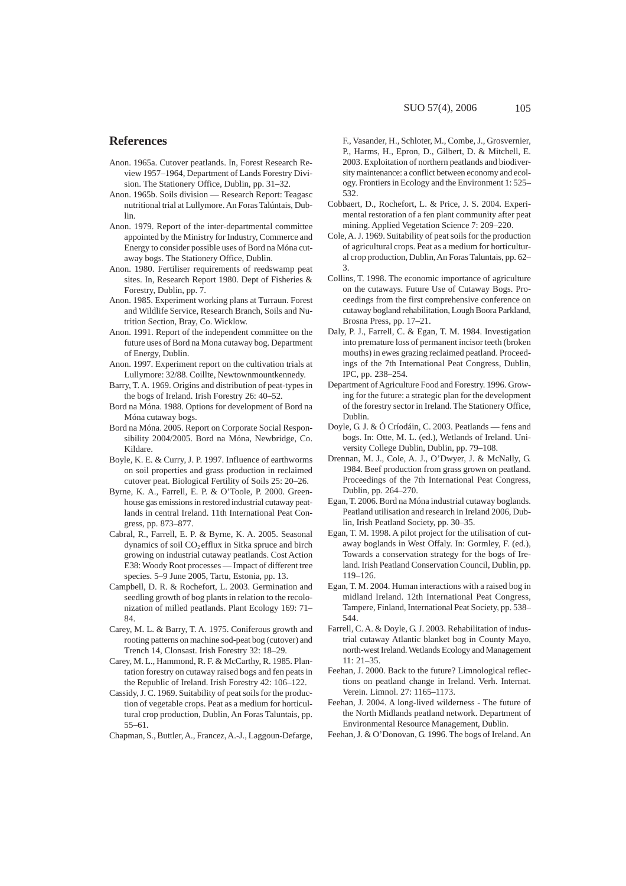## References

Anon. 1965a. Cutover peatlands. In, Forest Research Review 1957–1964, Department of Lands Forestry Division. The Stationery Office, Dublin, pp. 31–32.

Anon. 1965b. Soils division — Research Report: Teagasc nutritional trial at Lullymore. An Foras Talúntais, Dublin.

Anon. 1979. Report of the inter-departmental committee appointed by the Ministry for Industry, Commerce and Energy to consider possible uses of Bord na Móna cutaway bogs. The Stationery Office, Dublin.

Anon. 1980. Fertiliser requirements of reedswamp peat sites. In, Research Report 1980. Dept of Fisheries & Forestry, Dublin, pp. 7.

Anon. 1985. Experiment working plans at Turraun. Forest and Wildlife Service, Research Branch, Soils and Nutrition Section, Bray, Co. Wicklow.

Anon. 1991. Report of the independent committee on the future uses of Bord na Mona cutaway bog. Department of Energy, Dublin.

Anon. 1997. Experiment report on the cultivation trials at Lullymore: 32/88. Coillte, Newtownmountkennedy.

Barry, T. A. 1969. Origins and distribution of peat-types in the bogs of Ireland. Irish Forestry 26: 40–52.

Bord na Móna. 1988. Options for development of Bord na Móna cutaway bogs.

Bord na Móna. 2005. Report on Corporate Social Responsibility 2004/2005. Bord na Móna, Newbridge, Co. Kildare.

Boyle, K. E. & Curry, J. P. 1997. Influence of earthworms on soil properties and grass production in reclaimed cutover peat. Biological Fertility of Soils 25: 20–26.

Byrne, K. A., Farrell, E. P. & O'Toole, P. 2000. Greenhouse gas emissions in restored industrial cutaway peatlands in central Ireland. 11th International Peat Congress, pp. 873–877.

Cabral, R., Farrell, E. P. & Byrne, K. A. 2005. Seasonal dynamics of soil $CO_2$ efflux in Sitka spruce and birch growing on industrial cutaway peatlands. Cost Action E38: Woody Root processes — Impact of different tree species. 5–9 June 2005, Tartu, Estonia, pp. 13.

Campbell, D. R. & Rochefort, L. 2003. Germination and seedling growth of bog plants in relation to the recolonization of milled peatlands. Plant Ecology 169: 71–84.

Carey, M. L. & Barry, T. A. 1975. Coniferous growth and rooting patterns on machine sod-peat bog (cutover) and Trench 14, Clonsast. Irish Forestry 32: 18–29.

Carey, M. L., Hammond, R. F. & McCarthy, R. 1985. Plantation forestry on cutaway raised bogs and fen peats in the Republic of Ireland. Irish Forestry 42: 106–122.

Cassidy, J. C. 1969. Suitability of peat soils for the production of vegetable crops. Peat as a medium for horticultural crop production, Dublin, An Foras Taluntais, pp. 55–61.

Chapman, S., Buttler, A., Francez, A.-J., Laggoun-Defarge, F., Vasander, H., Schloter, M., Combe, J., Grosvernier, P., Harms, H., Epron, D., Gilbert, D. & Mitchell, E. 2003. Exploitation of northern peatlands and biodiversity maintenance: a conflict between economy and ecology. Frontiers in Ecology and the Environment 1: 525–532.

Cobbaert, D., Rochefort, L. & Price, J. S. 2004. Experimental restoration of a fen plant community after peat mining. Applied Vegetation Science 7: 209–220.

Cole, A. J. 1969. Suitability of peat soils for the production of agricultural crops. Peat as a medium for horticultural crop production, Dublin, An Foras Taluntais, pp. 62–3.

Collins, T. 1998. The economic importance of agriculture on the cutaways. Future Use of Cutaway Bogs. Proceedings from the first comprehensive conference on cutaway bogland rehabilitation, Lough Boora Parkland, Brosna Press, pp. 17–21.

Daly, P. J., Farrell, C. & Egan, T. M. 1984. Investigation into premature loss of permanent incisor teeth (broken mouths) in ewes grazing reclaimed peatland. Proceedings of the 7th International Peat Congress, Dublin, IPC, pp. 238–254.

Department of Agriculture Food and Forestry. 1996. Growing for the future: a strategic plan for the development of the forestry sector in Ireland. The Stationery Office, Dublin.

Doyle, G. J. & Ó Críodáin, C. 2003. Peatlands — fens and bogs. In: Otte, M. L. (ed.), Wetlands of Ireland. University College Dublin, Dublin, pp. 79–108.

Drennan, M. J., Cole, A. J., O'Dwyer, J. & McNally, G. 1984. Beef production from grass grown on peatland. Proceedings of the 7th International Peat Congress, Dublin, pp. 264–270.

Egan, T. 2006. Bord na Móna industrial cutaway boglands. Peatland utilisation and research in Ireland 2006, Dublin, Irish Peatland Society, pp. 30–35.

Egan, T. M. 1998. A pilot project for the utilisation of cutaway boglands in West Offaly. In: Gormley, F. (ed.), Towards a conservation strategy for the bogs of Ireland. Irish Peatland Conservation Council, Dublin, pp. 119–126.

Egan, T. M. 2004. Human interactions with a raised bog in midland Ireland. 12th International Peat Congress, Tampere, Finland, International Peat Society, pp. 538–544.

Farrell, C. A. & Doyle, G. J. 2003. Rehabilitation of industrial cutaway Atlantic blanket bog in County Mayo, north-west Ireland. Wetlands Ecology and Management 11: 21–35.

Feehan, J. 2000. Back to the future? Limnological reflections on peatland change in Ireland. Verh. Internat. Verein. Limnol. 27: 1165–1173.

Feehan, J. 2004. A long-lived wilderness - The future of the North Midlands peatland network. Department of Environmental Resource Management, Dublin.

Feehan, J. & O'Donovan, G. 1996. The bogs of Ireland. An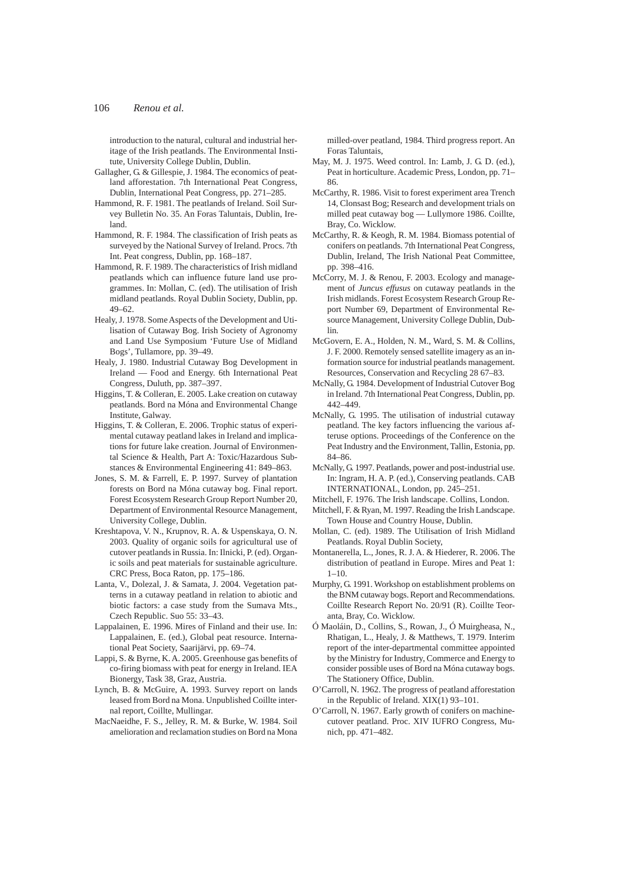introduction to the natural, cultural and industrial heritage of the Irish peatlands. The Environmental Institute, University College Dublin, Dublin.

Gallagher, G. & Gillespie, J. 1984. The economics of peatland afforestation. 7th International Peat Congress, Dublin, International Peat Congress, pp. 271–285.

Hammond, R. F. 1981. The peatlands of Ireland. Soil Survey Bulletin No. 35. An Foras Taluntais, Dublin, Ireland.

Hammond, R. F. 1984. The classification of Irish peats as surveyed by the National Survey of Ireland. Procs. 7th Int. Peat congress, Dublin, pp. 168–187.

Hammond, R. F. 1989. The characteristics of Irish midland peatlands which can influence future land use programmes. In: Mollan, C. (ed). The utilisation of Irish midland peatlands. Royal Dublin Society, Dublin, pp. 49–62.

Healy, J. 1978. Some Aspects of the Development and Utilisation of Cutaway Bog. Irish Society of Agronomy and Land Use Symposium 'Future Use of Midland Bogs', Tullamore, pp. 39–49.

Healy, J. 1980. Industrial Cutaway Bog Development in Ireland — Food and Energy. 6th International Peat Congress, Duluth, pp. 387–397.

Higgins, T. & Colleran, E. 2005. Lake creation on cutaway peatlands. Bord na Móna and Environmental Change Institute, Galway.

Higgins, T. & Colleran, E. 2006. Trophic status of experimental cutaway peatland lakes in Ireland and implications for future lake creation. Journal of Environmental Science & Health, Part A: Toxic/Hazardous Substances & Environmental Engineering 41: 849–863.

Jones, S. M. & Farrell, E. P. 1997. Survey of plantation forests on Bord na Móna cutaway bog. Final report. Forest Ecosystem Research Group Report Number 20, Department of Environmental Resource Management, University College, Dublin.

Kreshtapova, V. N., Krupnov, R. A. & Uspenskaya, O. N. 2003. Quality of organic soils for agricultural use of cutover peatlands in Russia. In: Ilnicki, P. (ed). Organic soils and peat materials for sustainable agriculture. CRC Press, Boca Raton, pp. 175–186.

Lanta, V., Dolezal, J. & Samata, J. 2004. Vegetation patterns in a cutaway peatland in relation to abiotic and biotic factors: a case study from the Sumava Mts., Czech Republic. Suo 55: 33–43.

Lappalainen, E. 1996. Mires of Finland and their use. In: Lappalainen, E. (ed.), Global peat resource. International Peat Society, Saarijärvi, pp. 69–74.

Lappi, S. & Byrne, K. A. 2005. Greenhouse gas benefits of co-firing biomass with peat for energy in Ireland. IEA Bionergy, Task 38, Graz, Austria.

Lynch, B. & McGuire, A. 1993. Survey report on lands leased from Bord na Mona. Unpublished Coillte internal report, Coillte, Mullingar.

MacNaeidhe, F. S., Jelley, R. M. & Burke, W. 1984. Soil amelioration and reclamation studies on Bord na Mona milled-over peatland, 1984. Third progress report. An Foras Taluntais,

May, M. J. 1975. Weed control. In: Lamb, J. G. D. (ed.), Peat in horticulture. Academic Press, London, pp. 71–86.

McCarthy, R. 1986. Visit to forest experiment area Trench 14, Clonsast Bog; Research and development trials on milled peat cutaway bog — Lullymore 1986. Coillte, Bray, Co. Wicklow.

McCarthy, R. & Keogh, R. M. 1984. Biomass potential of conifers on peatlands. 7th International Peat Congress, Dublin, Ireland, The Irish National Peat Committee, pp. 398–416.

McCorry, M. J. & Renou, F. 2003. Ecology and management of *Juncus effusus* on cutaway peatlands in the Irish midlands. Forest Ecosystem Research Group Report Number 69, Department of Environmental Resource Management, University College Dublin, Dublin.

McGovern, E. A., Holden, N. M., Ward, S. M. & Collins, J. F. 2000. Remotely sensed satellite imagery as an information source for industrial peatlands management. Resources, Conservation and Recycling 28 67–83.

McNally, G. 1984. Development of Industrial Cutover Bog in Ireland. 7th International Peat Congress, Dublin, pp. 442–449.

McNally, G. 1995. The utilisation of industrial cutaway peatland. The key factors influencing the various afteruse options. Proceedings of the Conference on the Peat Industry and the Environment, Tallin, Estonia, pp. 84–86.

McNally, G. 1997. Peatlands, power and post-industrial use. In: Ingram, H. A. P. (ed.), Conserving peatlands. CAB INTERNATIONAL, London, pp. 245–251.

Mitchell, F. 1976. The Irish landscape. Collins, London.

Mitchell, F. & Ryan, M. 1997. Reading the Irish Landscape. Town House and Country House, Dublin.

Mollan, C. (ed) 1989. The Utilisation of Irish Midland Peatlands. Royal Dublin Society,

Montanerella, L., Jones, R. J. A. & Hiederer, R. 2006. The distribution of peatland in Europe. Mires and Peat 1: 1–10.

Murphy, G. 1991. Workshop on establishment problems on the BNM cutaway bogs. Report and Recommendations. Coillte Research Report No. 20/91 (R). Coillte Teoranta, Bray, Co. Wicklow.

Ó Maoláin, D., Collins, S., Rowan, J., Ó Muirgheasa, N., Rhatigan, L., Healy, J. & Matthews, T. 1979. Interim report of the inter-departmental committee appointed by the Ministry for Industry, Commerce and Energy to consider possible uses of Bord na Móna cutaway bogs. The Stationery Office, Dublin.

O'Carroll, N. 1962. The progress of peatland afforestation in the Republic of Ireland. XIX(1) 93–101.

O'Carroll, N. 1967. Early growth of conifers on machine-cutover peatland. Proc. XIV IUFRO Congress, Munich, pp. 471–482.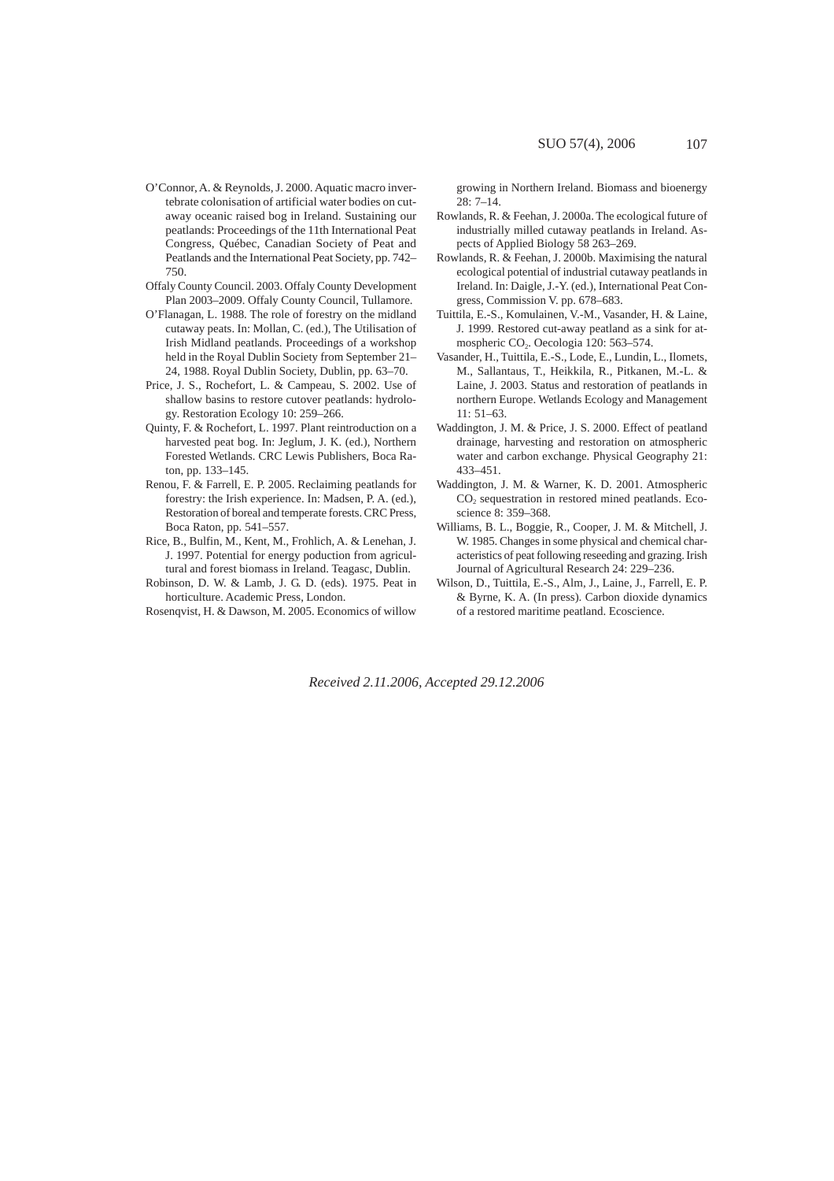O'Connor, A. & Reynolds, J. 2000. Aquatic macro invertebrate colonisation of artificial water bodies on cutaway oceanic raised bog in Ireland. Sustaining our peatlands: Proceedings of the 11th International Peat Congress, Québec, Canadian Society of Peat and Peatlands and the International Peat Society, pp. 742–750.

Offaly County Council. 2003. Offaly County Development Plan 2003–2009. Offaly County Council, Tullamore.

O'Flanagan, L. 1988. The role of forestry on the midland cutaway peats. In: Mollan, C. (ed.), The Utilisation of Irish Midland peatlands. Proceedings of a workshop held in the Royal Dublin Society from September 21–24, 1988. Royal Dublin Society, Dublin, pp. 63–70.

Price, J. S., Rochefort, L. & Campeau, S. 2002. Use of shallow basins to restore cutover peatlands: hydrology. Restoration Ecology 10: 259–266.

Quinty, F. & Rochefort, L. 1997. Plant reintroduction on a harvested peat bog. In: Jeglum, J. K. (ed.), Northern Forested Wetlands. CRC Lewis Publishers, Boca Raton, pp. 133–145.

Renou, F. & Farrell, E. P. 2005. Reclaiming peatlands for forestry: the Irish experience. In: Madsen, P. A. (ed.), Restoration of boreal and temperate forests. CRC Press, Boca Raton, pp. 541–557.

Rice, B., Bulfin, M., Kent, M., Frohlich, A. & Lenehan, J. J. 1997. Potential for energy poduction from agricultural and forest biomass in Ireland. Teagasc, Dublin.

Robinson, D. W. & Lamb, J. G. D. (eds). 1975. Peat in horticulture. Academic Press, London.

Rosenqvist, H. & Dawson, M. 2005. Economics of willow growing in Northern Ireland. Biomass and bioenergy 28: 7–14.

Rowlands, R. & Feehan, J. 2000a. The ecological future of industrially milled cutaway peatlands in Ireland. Aspects of Applied Biology 58 263–269.

Rowlands, R. & Feehan, J. 2000b. Maximising the natural ecological potential of industrial cutaway peatlands in Ireland. In: Daigle, J.-Y. (ed.), International Peat Congress, Commission V. pp. 678–683.

Tuittila, E.-S., Komulainen, V.-M., Vasander, H. & Laine, J. 1999. Restored cut-away peatland as a sink for atmospheric $CO_2$. Oecologia 120: 563–574.

Vasander, H., Tuittila, E.-S., Lode, E., Lundin, L., Ilomets, M., Sallantaus, T., Heikkila, R., Pitkanen, M.-L. & Laine, J. 2003. Status and restoration of peatlands in northern Europe. Wetlands Ecology and Management 11: 51–63.

Waddington, J. M. & Price, J. S. 2000. Effect of peatland drainage, harvesting and restoration on atmospheric water and carbon exchange. Physical Geography 21: 433–451.

Waddington, J. M. & Warner, K. D. 2001. Atmospheric $CO_2$ sequestration in restored mined peatlands. Ecoscience 8: 359–368.

Williams, B. L., Boggie, R., Cooper, J. M. & Mitchell, J. W. 1985. Changes in some physical and chemical characteristics of peat following reseeding and grazing. Irish Journal of Agricultural Research 24: 229–236.

Wilson, D., Tuittila, E.-S., Alm, J., Laine, J., Farrell, E. P. & Byrne, K. A. (In press). Carbon dioxide dynamics of a restored maritime peatland. Ecoscience.

*Received 2.11.2006, Accepted 29.12.2006*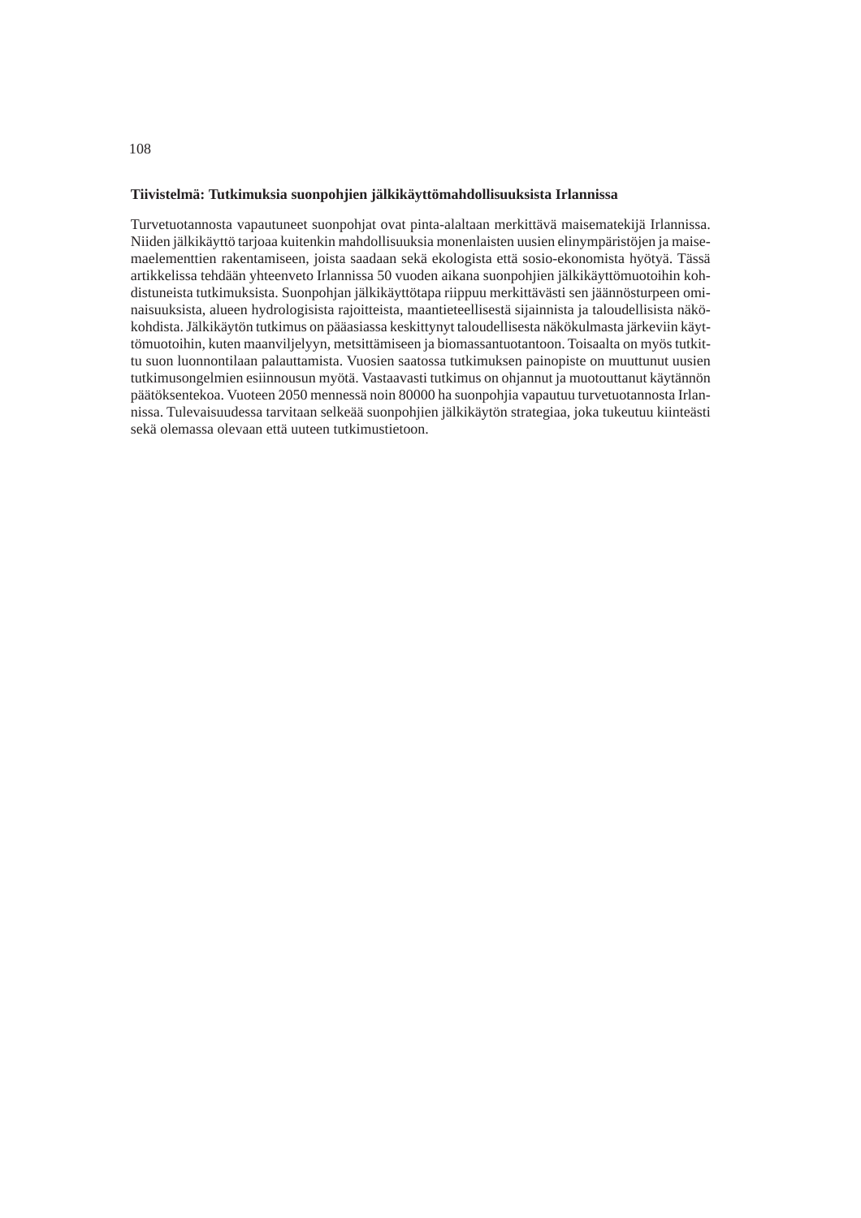**Tiivistelmä: Tutkimuksia suonpohjien jälkikäyttömahdollisuuksista Irlannissa**

Turvetuotannosta vapautuneet suonpohjat ovat pinta-alaltaan merkittävä maisematekijä Irlannissa. Niiden jälkikäyttö tarjoaa kuitenkin mahdollisuuksia monenlaisten uusien elinympäristöjen ja maisemaelementtien rakentamiseen, joista saadaan sekä ekologista että sosio-ekonomista hyötyä. Tässä artikkelissa tehdään yhteenveto Irlannissa 50 vuoden aikana suonpohjien jälkikäyttömuotoihin kohdistuneista tutkimuksista. Suonpohjan jälkikäyttötapa riippuu merkittävästi sen jäännösturpeen ominaisuuksista, alueen hydrologisista rajoitteista, maantieteellisestä sijainnista ja taloudellisista näkökohdista. Jälkikäytön tutkimus on pääasiassa keskittynyt taloudellisesta näkökulmasta järkeviin käyttömuotoihin, kuten maanviljelyyn, metsittämiseen ja biomassantuotantoon. Toisaalta on myös tutkittu suon luonnontilaan palauttamista. Vuosien saatossa tutkimuksen painopiste on muuttunut uusien tutkimusongelmien esiinnousun myötä. Vastaavasti tutkimus on ohjannut ja muotouttanut käytännön päätöksentekoa. Vuoteen 2050 mennessä noin 80000 ha suonpohjia vapautuu turvetuotannosta Irlannissa. Tulevaisuudessa tarvitaan selkeää suonpohjien jälkikäytön strategiaa, joka tukeutuu kiinteästi sekä olemassa olevaan että uuteen tutkimustietoon.